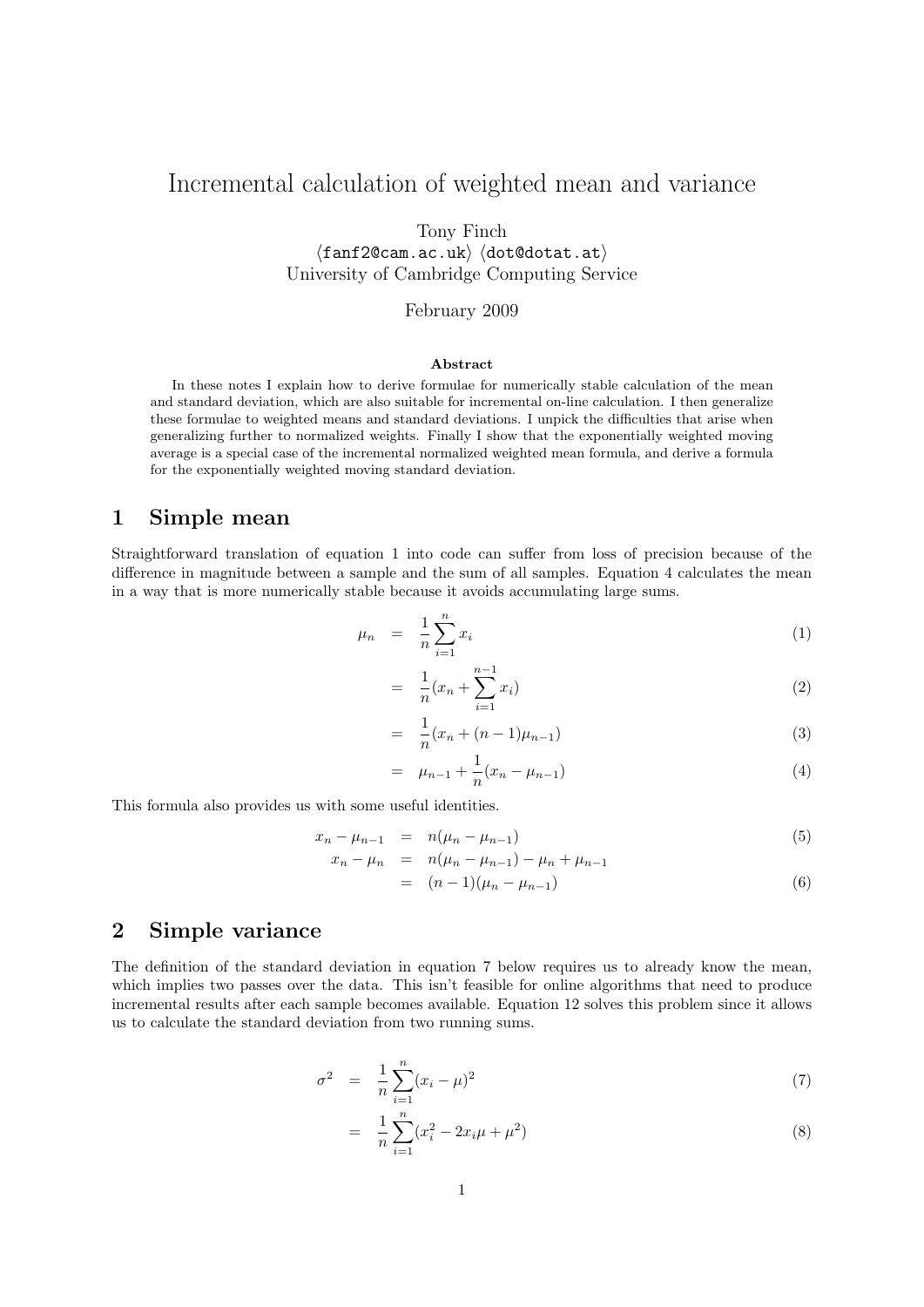# Incremental calculation of weighted mean and variance

Tony Finch
⟨fanf2@cam.ac.uk⟩ ⟨dot@dotat.at⟩
University of Cambridge Computing Service

February 2009

**Abstract**

In these notes I explain how to derive formulae for numerically stable calculation of the mean and standard deviation, which are also suitable for incremental on-line calculation. I then generalize these formulae to weighted means and standard deviations. I unpick the difficulties that arise when generalizing further to normalized weights. Finally I show that the exponentially weighted moving average is a special case of the incremental normalized weighted mean formula, and derive a formula for the exponentially weighted moving standard deviation.

## 1 Simple mean

Straightforward translation of equation 1 into code can suffer from loss of precision because of the difference in magnitude between a sample and the sum of all samples. Equation 4 calculates the mean in a way that is more numerically stable because it avoids accumulating large sums.

$$\mu_n = \frac{1}{n}\sum_{i=1}^{n} x_i \tag{1}$$

$$= \frac{1}{n}(x_n + \sum_{i=1}^{n-1} x_i) \tag{2}$$

$$= \frac{1}{n}(x_n + (n-1)\mu_{n-1}) \tag{3}$$

$$= \mu_{n-1} + \frac{1}{n}(x_n - \mu_{n-1}) \tag{4}$$

This formula also provides us with some useful identities.

$$x_n - \mu_{n-1} = n(\mu_n - \mu_{n-1}) \tag{5}$$

$$x_n - \mu_n = n(\mu_n - \mu_{n-1}) - \mu_n + \mu_{n-1}$$

$$= (n-1)(\mu_n - \mu_{n-1}) \tag{6}$$

## 2 Simple variance

The definition of the standard deviation in equation 7 below requires us to already know the mean, which implies two passes over the data. This isn't feasible for online algorithms that need to produce incremental results after each sample becomes available. Equation 12 solves this problem since it allows us to calculate the standard deviation from two running sums.

$$\sigma^2 = \frac{1}{n}\sum_{i=1}^{n}(x_i - \mu)^2 \tag{7}$$

$$= \frac{1}{n}\sum_{i=1}^{n}(x_i^2 - 2x_i\mu + \mu^2) \tag{8}$$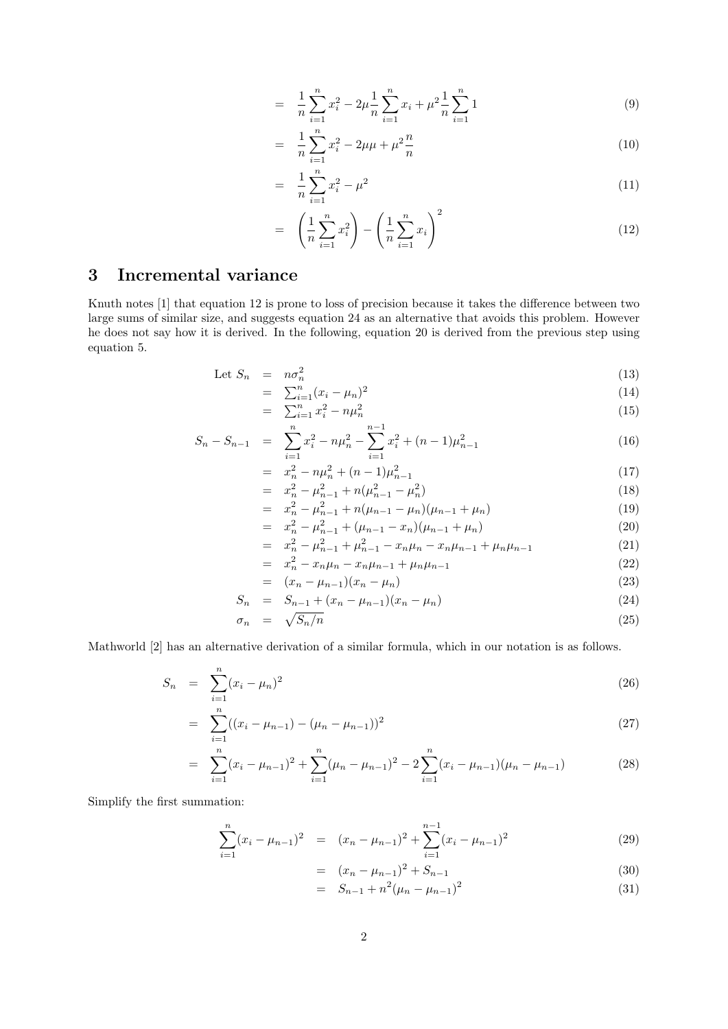$$= \frac{1}{n}\sum_{i=1}^{n} x_i^2 - 2\mu\frac{1}{n}\sum_{i=1}^{n} x_i + \mu^2\frac{1}{n}\sum_{i=1}^{n} 1 \tag{9}$$

$$= \frac{1}{n}\sum_{i=1}^{n} x_i^2 - 2\mu\mu + \mu^2\frac{n}{n} \tag{10}$$

$$= \frac{1}{n}\sum_{i=1}^{n} x_i^2 - \mu^2 \tag{11}$$

$$= \left(\frac{1}{n}\sum_{i=1}^{n} x_i^2\right) - \left(\frac{1}{n}\sum_{i=1}^{n} x_i\right)^2 \tag{12}$$

## 3 Incremental variance

Knuth notes [1] that equation 12 is prone to loss of precision because it takes the difference between two large sums of similar size, and suggests equation 24 as an alternative that avoids this problem. However he does not say how it is derived. In the following, equation 20 is derived from the previous step using equation 5.

$$\text{Let } S_n = n\sigma_n^2 \tag{13}$$

$$= \textstyle\sum_{i=1}^{n}(x_i - \mu_n)^2 \tag{14}$$

$$= \textstyle\sum_{i=1}^{n} x_i^2 - n\mu_n^2 \tag{15}$$

$$S_n - S_{n-1} = \sum_{i=1}^{n} x_i^2 - n\mu_n^2 - \sum_{i=1}^{n-1} x_i^2 + (n-1)\mu_{n-1}^2 \tag{16}$$

$$= x_n^2 - n\mu_n^2 + (n-1)\mu_{n-1}^2 \tag{17}$$

$$= x_n^2 - \mu_{n-1}^2 + n(\mu_{n-1}^2 - \mu_n^2) \tag{18}$$

$$= x_n^2 - \mu_{n-1}^2 + n(\mu_{n-1} - \mu_n)(\mu_{n-1} + \mu_n) \tag{19}$$

$$= x_n^2 - \mu_{n-1}^2 + (\mu_{n-1} - x_n)(\mu_{n-1} + \mu_n) \tag{20}$$

$$= x_n^2 - \mu_{n-1}^2 + \mu_{n-1}^2 - x_n\mu_n - x_n\mu_{n-1} + \mu_n\mu_{n-1} \tag{21}$$

$$= x_n^2 - x_n\mu_n - x_n\mu_{n-1} + \mu_n\mu_{n-1} \tag{22}$$

$$= (x_n - \mu_{n-1})(x_n - \mu_n) \tag{23}$$

$$S_n = S_{n-1} + (x_n - \mu_{n-1})(x_n - \mu_n) \tag{24}$$

$$\sigma_n = \sqrt{S_n/n} \tag{25}$$

Mathworld [2] has an alternative derivation of a similar formula, which in our notation is as follows.

$$S_n = \sum_{i=1}^{n}(x_i - \mu_n)^2 \tag{26}$$

$$= \sum_{i=1}^{n}((x_i - \mu_{n-1}) - (\mu_n - \mu_{n-1}))^2 \tag{27}$$

$$= \sum_{i=1}^{n}(x_i - \mu_{n-1})^2 + \sum_{i=1}^{n}(\mu_n - \mu_{n-1})^2 - 2\sum_{i=1}^{n}(x_i - \mu_{n-1})(\mu_n - \mu_{n-1}) \tag{28}$$

Simplify the first summation:

$$\sum_{i=1}^{n}(x_i - \mu_{n-1})^2 = (x_n - \mu_{n-1})^2 + \sum_{i=1}^{n-1}(x_i - \mu_{n-1})^2 \tag{29}$$

$$= (x_n - \mu_{n-1})^2 + S_{n-1} \tag{30}$$

$$= S_{n-1} + n^2(\mu_n - \mu_{n-1})^2 \tag{31}$$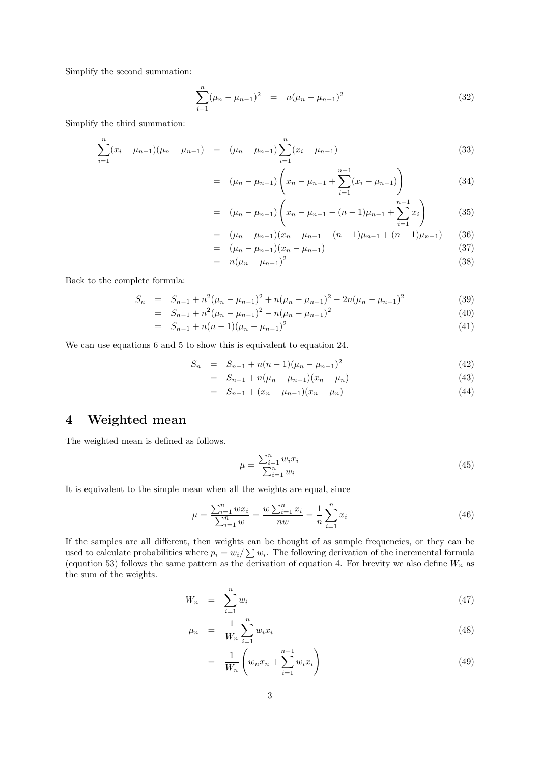Simplify the second summation:

$$\sum_{i=1}^{n}(\mu_n - \mu_{n-1})^2 = n(\mu_n - \mu_{n-1})^2 \tag{32}$$

Simplify the third summation:

$$
\begin{aligned}
\sum_{i=1}^{n}(x_i - \mu_{n-1})(\mu_n - \mu_{n-1}) &= (\mu_n - \mu_{n-1})\sum_{i=1}^{n}(x_i - \mu_{n-1}) & (33)\\
&= (\mu_n - \mu_{n-1})\left(x_n - \mu_{n-1} + \sum_{i=1}^{n-1}(x_i - \mu_{n-1})\right) & (34)\\
&= (\mu_n - \mu_{n-1})\left(x_n - \mu_{n-1} - (n-1)\mu_{n-1} + \sum_{i=1}^{n-1}x_i\right) & (35)\\
&= (\mu_n - \mu_{n-1})(x_n - \mu_{n-1} - (n-1)\mu_{n-1} + (n-1)\mu_{n-1}) & (36)\\
&= (\mu_n - \mu_{n-1})(x_n - \mu_{n-1}) & (37)\\
&= n(\mu_n - \mu_{n-1})^2 & (38)
\end{aligned}
$$

Back to the complete formula:

$$
\begin{aligned}
S_n &= S_{n-1} + n^2(\mu_n - \mu_{n-1})^2 + n(\mu_n - \mu_{n-1})^2 - 2n(\mu_n - \mu_{n-1})^2 & (39)\\
&= S_{n-1} + n^2(\mu_n - \mu_{n-1})^2 - n(\mu_n - \mu_{n-1})^2 & (40)\\
&= S_{n-1} + n(n-1)(\mu_n - \mu_{n-1})^2 & (41)
\end{aligned}
$$

We can use equations 6 and 5 to show this is equivalent to equation 24.

$$
\begin{aligned}
S_n &= S_{n-1} + n(n-1)(\mu_n - \mu_{n-1})^2 & (42)\\
&= S_{n-1} + n(\mu_n - \mu_{n-1})(x_n - \mu_n) & (43)\\
&= S_{n-1} + (x_n - \mu_{n-1})(x_n - \mu_n) & (44)
\end{aligned}
$$

## 4 Weighted mean

The weighted mean is defined as follows.

$$\mu = \frac{\sum_{i=1}^{n} w_i x_i}{\sum_{i=1}^{n} w_i} \tag{45}$$

It is equivalent to the simple mean when all the weights are equal, since

$$\mu = \frac{\sum_{i=1}^{n} w x_i}{\sum_{i=1}^{n} w} = \frac{w\sum_{i=1}^{n} x_i}{nw} = \frac{1}{n}\sum_{i=1}^{n} x_i \tag{46}$$

If the samples are all different, then weights can be thought of as sample frequencies, or they can be used to calculate probabilities where $p_i = w_i / \sum w_i$. The following derivation of the incremental formula (equation 53) follows the same pattern as the derivation of equation 4. For brevity we also define $W_n$ as the sum of the weights.

$$
\begin{aligned}
W_n &= \sum_{i=1}^{n} w_i & (47)\\
\mu_n &= \frac{1}{W_n}\sum_{i=1}^{n} w_i x_i & (48)\\
&= \frac{1}{W_n}\left(w_n x_n + \sum_{i=1}^{n-1} w_i x_i\right) & (49)
\end{aligned}
$$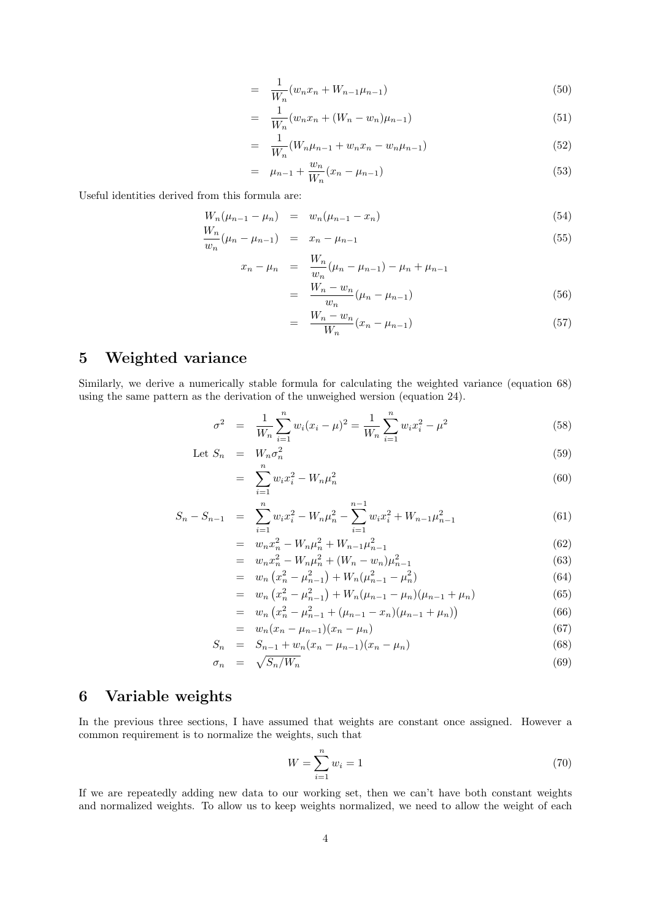$$= \frac{1}{W_n}(w_n x_n + W_{n-1}\mu_{n-1}) \tag{50}$$

$$= \frac{1}{W_n}(w_n x_n + (W_n - w_n)\mu_{n-1}) \tag{51}$$

$$= \frac{1}{W_n}(W_n \mu_{n-1} + w_n x_n - w_n \mu_{n-1}) \tag{52}$$

$$= \mu_{n-1} + \frac{w_n}{W_n}(x_n - \mu_{n-1}) \tag{53}$$

Useful identities derived from this formula are:

$$W_n(\mu_{n-1} - \mu_n) = w_n(\mu_{n-1} - x_n) \tag{54}$$

$$\frac{W_n}{w_n}(\mu_n - \mu_{n-1}) = x_n - \mu_{n-1} \tag{55}$$

$$\begin{aligned} x_n - \mu_n &= \frac{W_n}{w_n}(\mu_n - \mu_{n-1}) - \mu_n + \mu_{n-1} \\ &= \frac{W_n - w_n}{w_n}(\mu_n - \mu_{n-1}) \qquad (56) \\ &= \frac{W_n - w_n}{W_n}(x_n - \mu_{n-1}) \qquad (57) \end{aligned}$$

## 5 Weighted variance

Similarly, we derive a numerically stable formula for calculating the weighted variance (equation 68) using the same pattern as the derivation of the unweighed wersion (equation 24).

$$\sigma^2 = \frac{1}{W_n}\sum_{i=1}^{n} w_i (x_i - \mu)^2 = \frac{1}{W_n}\sum_{i=1}^{n} w_i x_i^2 - \mu^2 \tag{58}$$

$$\text{Let } S_n = W_n \sigma_n^2 \tag{59}$$

$$= \sum_{i=1}^{n} w_i x_i^2 - W_n \mu_n^2 \tag{60}$$

$$S_n - S_{n-1} = \sum_{i=1}^{n} w_i x_i^2 - W_n \mu_n^2 - \sum_{i=1}^{n-1} w_i x_i^2 + W_{n-1}\mu_{n-1}^2 \tag{61}$$

$$= w_n x_n^2 - W_n \mu_n^2 + W_{n-1}\mu_{n-1}^2 \tag{62}$$

$$= w_n x_n^2 - W_n \mu_n^2 + (W_n - w_n)\mu_{n-1}^2 \tag{63}$$

$$= w_n \left(x_n^2 - \mu_{n-1}^2\right) + W_n(\mu_{n-1}^2 - \mu_n^2) \tag{64}$$

$$= w_n \left(x_n^2 - \mu_{n-1}^2\right) + W_n(\mu_{n-1} - \mu_n)(\mu_{n-1} + \mu_n) \tag{65}$$

$$= w_n \left(x_n^2 - \mu_{n-1}^2 + (\mu_{n-1} - x_n)(\mu_{n-1} + \mu_n)\right) \tag{66}$$

$$= w_n(x_n - \mu_{n-1})(x_n - \mu_n) \tag{67}$$

$$S_n = S_{n-1} + w_n(x_n - \mu_{n-1})(x_n - \mu_n) \tag{68}$$

$$\sigma_n = \sqrt{S_n / W_n} \tag{69}$$

## 6 Variable weights

In the previous three sections, I have assumed that weights are constant once assigned. However a common requirement is to normalize the weights, such that

$$W = \sum_{i=1}^{n} w_i = 1 \tag{70}$$

If we are repeatedly adding new data to our working set, then we can't have both constant weights and normalized weights. To allow us to keep weights normalized, we need to allow the weight of each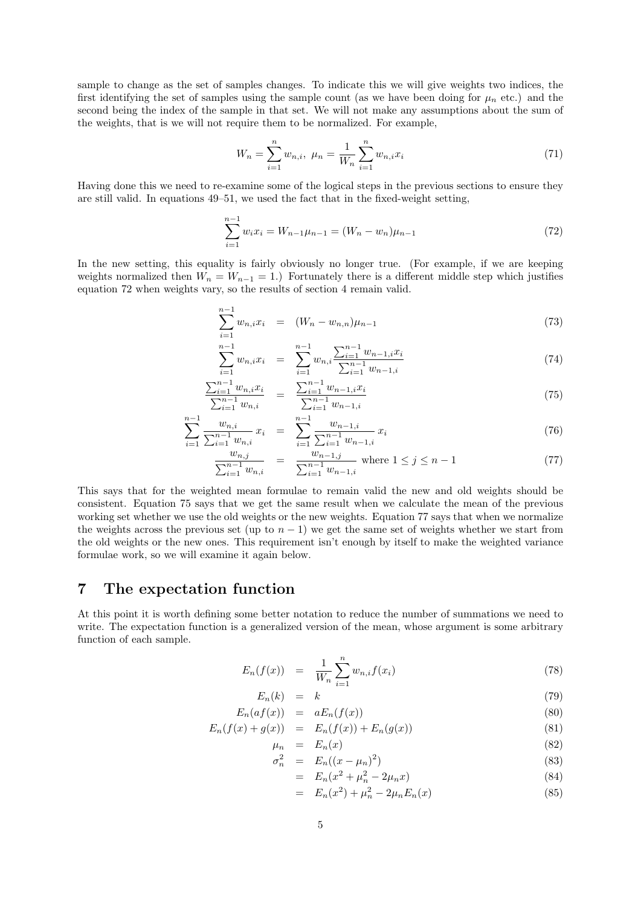sample to change as the set of samples changes. To indicate this we will give weights two indices, the first identifying the set of samples using the sample count (as we have been doing for $\mu_n$ etc.) and the second being the index of the sample in that set. We will not make any assumptions about the sum of the weights, that is we will not require them to be normalized. For example,

$$W_n = \sum_{i=1}^{n} w_{n,i},\ \mu_n = \frac{1}{W_n}\sum_{i=1}^{n} w_{n,i}x_i \tag{71}$$

Having done this we need to re-examine some of the logical steps in the previous sections to ensure they are still valid. In equations 49–51, we used the fact that in the fixed-weight setting,

$$\sum_{i=1}^{n-1} w_i x_i = W_{n-1}\mu_{n-1} = (W_n - w_n)\mu_{n-1} \tag{72}$$

In the new setting, this equality is fairly obviously no longer true. (For example, if we are keeping weights normalized then $W_n = W_{n-1} = 1$.) Fortunately there is a different middle step which justifies equation 72 when weights vary, so the results of section 4 remain valid.

$$\sum_{i=1}^{n-1} w_{n,i}x_i = (W_n - w_{n,n})\mu_{n-1} \tag{73}$$

$$\sum_{i=1}^{n-1} w_{n,i}x_i = \sum_{i=1}^{n-1} w_{n,i}\frac{\sum_{i=1}^{n-1} w_{n-1,i}x_i}{\sum_{i=1}^{n-1} w_{n-1,i}} \tag{74}$$

$$\frac{\sum_{i=1}^{n-1} w_{n,i}x_i}{\sum_{i=1}^{n-1} w_{n,i}} = \frac{\sum_{i=1}^{n-1} w_{n-1,i}x_i}{\sum_{i=1}^{n-1} w_{n-1,i}} \tag{75}$$

$$\sum_{i=1}^{n-1} \frac{w_{n,i}}{\sum_{i=1}^{n-1} w_{n,i}}\,x_i = \sum_{i=1}^{n-1} \frac{w_{n-1,i}}{\sum_{i=1}^{n-1} w_{n-1,i}}\,x_i \tag{76}$$

$$\frac{w_{n,j}}{\sum_{i=1}^{n-1} w_{n,i}} = \frac{w_{n-1,j}}{\sum_{i=1}^{n-1} w_{n-1,i}} \text{ where } 1 \le j \le n-1 \tag{77}$$

This says that for the weighted mean formulae to remain valid the new and old weights should be consistent. Equation 75 says that we get the same result when we calculate the mean of the previous working set whether we use the old weights or the new weights. Equation 77 says that when we normalize the weights across the previous set (up to $n-1$) we get the same set of weights whether we start from the old weights or the new ones. This requirement isn't enough by itself to make the weighted variance formulae work, so we will examine it again below.

## 7 The expectation function

At this point it is worth defining some better notation to reduce the number of summations we need to write. The expectation function is a generalized version of the mean, whose argument is some arbitrary function of each sample.

$$E_n(f(x)) = \frac{1}{W_n}\sum_{i=1}^{n} w_{n,i}f(x_i) \tag{78}$$

$$E_n(k) = k \tag{79}$$

$$E_n(af(x)) = aE_n(f(x)) \tag{80}$$

$$E_n(f(x)+g(x)) = E_n(f(x)) + E_n(g(x)) \tag{81}$$

$$\mu_n = E_n(x) \tag{82}$$

$$\sigma_n^2 = E_n((x-\mu_n)^2) \tag{83}$$

$$= E_n(x^2 + \mu_n^2 - 2\mu_n x) \tag{84}$$

$$= E_n(x^2) + \mu_n^2 - 2\mu_n E_n(x) \tag{85}$$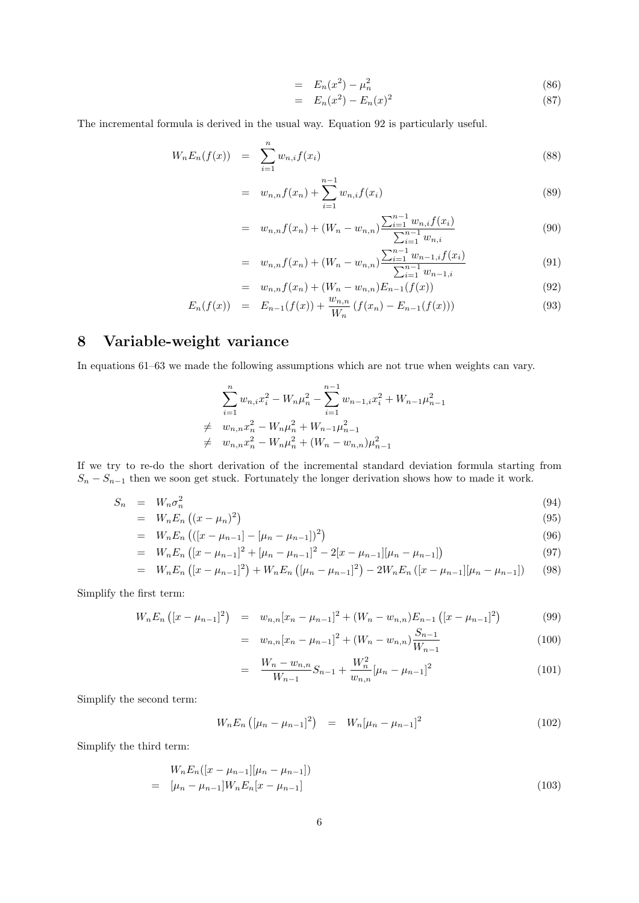$$
\begin{aligned}
&= E_n(x^2) - \mu_n^2 && (86) \\
&= E_n(x^2) - E_n(x)^2 && (87)
\end{aligned}
$$

The incremental formula is derived in the usual way. Equation 92 is particularly useful.

$$
\begin{aligned}
W_n E_n(f(x)) &= \sum_{i=1}^{n} w_{n,i} f(x_i) && (88) \\
&= w_{n,n} f(x_n) + \sum_{i=1}^{n-1} w_{n,i} f(x_i) && (89) \\
&= w_{n,n} f(x_n) + (W_n - w_{n,n}) \frac{\sum_{i=1}^{n-1} w_{n,i} f(x_i)}{\sum_{i=1}^{n-1} w_{n,i}} && (90) \\
&= w_{n,n} f(x_n) + (W_n - w_{n,n}) \frac{\sum_{i=1}^{n-1} w_{n-1,i} f(x_i)}{\sum_{i=1}^{n-1} w_{n-1,i}} && (91) \\
&= w_{n,n} f(x_n) + (W_n - w_{n,n}) E_{n-1}(f(x)) && (92) \\
E_n(f(x)) &= E_{n-1}(f(x)) + \frac{w_{n,n}}{W_n} \left( f(x_n) - E_{n-1}(f(x)) \right) && (93)
\end{aligned}
$$

# 8 Variable-weight variance

In equations 61–63 we made the following assumptions which are not true when weights can vary.

$$
\begin{aligned}
&\sum_{i=1}^{n} w_{n,i} x_i^2 - W_n \mu_n^2 - \sum_{i=1}^{n-1} w_{n-1,i} x_i^2 + W_{n-1} \mu_{n-1}^2 \\
\neq\ & w_{n,n} x_n^2 - W_n \mu_n^2 + W_{n-1} \mu_{n-1}^2 \\
\neq\ & w_{n,n} x_n^2 - W_n \mu_n^2 + (W_n - w_{n,n}) \mu_{n-1}^2
\end{aligned}
$$

If we try to re-do the short derivation of the incremental standard deviation formula starting from $S_n - S_{n-1}$ then we soon get stuck. Fortunately the longer derivation shows how to made it work.

$$
\begin{aligned}
S_n &= W_n \sigma_n^2 && (94) \\
&= W_n E_n \left( (x - \mu_n)^2 \right) && (95) \\
&= W_n E_n \left( ([x - \mu_{n-1}] - [\mu_n - \mu_{n-1}])^2 \right) && (96) \\
&= W_n E_n \left( [x - \mu_{n-1}]^2 + [\mu_n - \mu_{n-1}]^2 - 2[x - \mu_{n-1}][\mu_n - \mu_{n-1}] \right) && (97) \\
&= W_n E_n \left( [x - \mu_{n-1}]^2 \right) + W_n E_n \left( [\mu_n - \mu_{n-1}]^2 \right) - 2 W_n E_n \left( [x - \mu_{n-1}][\mu_n - \mu_{n-1}] \right) && (98)
\end{aligned}
$$

Simplify the first term:

$$
\begin{aligned}
W_n E_n \left( [x - \mu_{n-1}]^2 \right) &= w_{n,n} [x_n - \mu_{n-1}]^2 + (W_n - w_{n,n}) E_{n-1} \left( [x - \mu_{n-1}]^2 \right) && (99) \\
&= w_{n,n} [x_n - \mu_{n-1}]^2 + (W_n - w_{n,n}) \frac{S_{n-1}}{W_{n-1}} && (100) \\
&= \frac{W_n - w_{n,n}}{W_{n-1}} S_{n-1} + \frac{W_n^2}{w_{n,n}} [\mu_n - \mu_{n-1}]^2 && (101)
\end{aligned}
$$

Simplify the second term:

$$
W_n E_n \left( [\mu_n - \mu_{n-1}]^2 \right) = W_n [\mu_n - \mu_{n-1}]^2 \qquad (102)
$$

Simplify the third term:

$$
\begin{aligned}
& W_n E_n([x - \mu_{n-1}][\mu_n - \mu_{n-1}]) \\
=\ & [\mu_n - \mu_{n-1}] W_n E_n [x - \mu_{n-1}] && (103)
\end{aligned}
$$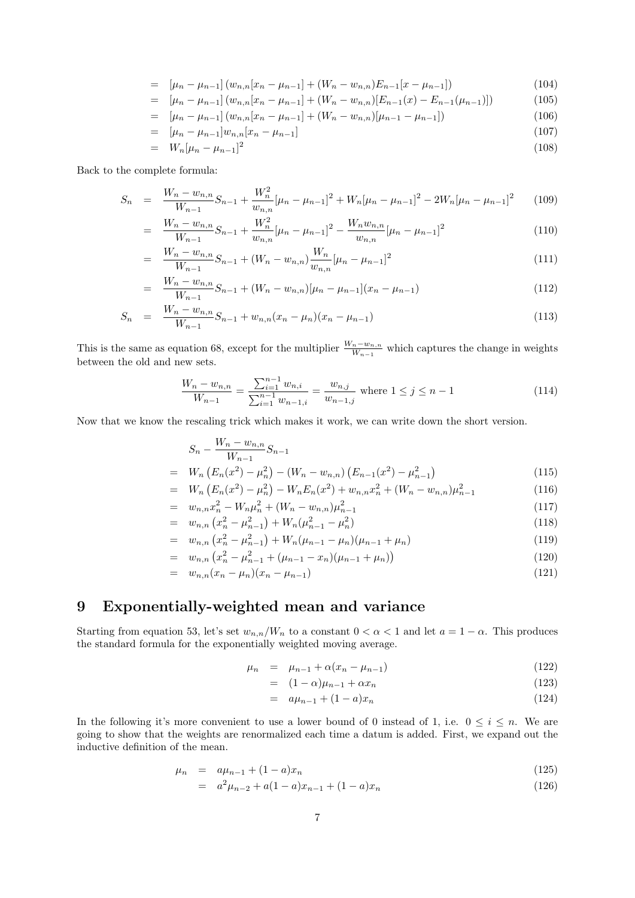$$
\begin{aligned}
&= [\mu_n - \mu_{n-1}]\left(w_{n,n}[x_n - \mu_{n-1}] + (W_n - w_{n,n})E_{n-1}[x - \mu_{n-1}]\right) && (104)\\
&= [\mu_n - \mu_{n-1}]\left(w_{n,n}[x_n - \mu_{n-1}] + (W_n - w_{n,n})[E_{n-1}(x) - E_{n-1}(\mu_{n-1})]\right) && (105)\\
&= [\mu_n - \mu_{n-1}]\left(w_{n,n}[x_n - \mu_{n-1}] + (W_n - w_{n,n})[\mu_{n-1} - \mu_{n-1}]\right) && (106)\\
&= [\mu_n - \mu_{n-1}]w_{n,n}[x_n - \mu_{n-1}] && (107)\\
&= W_n[\mu_n - \mu_{n-1}]^2 && (108)
\end{aligned}
$$

Back to the complete formula:

$$
\begin{aligned}
S_n &= \frac{W_n - w_{n,n}}{W_{n-1}}S_{n-1} + \frac{W_n^2}{w_{n,n}}[\mu_n - \mu_{n-1}]^2 + W_n[\mu_n - \mu_{n-1}]^2 - 2W_n[\mu_n - \mu_{n-1}]^2 && (109)\\
&= \frac{W_n - w_{n,n}}{W_{n-1}}S_{n-1} + \frac{W_n^2}{w_{n,n}}[\mu_n - \mu_{n-1}]^2 - \frac{W_n w_{n,n}}{w_{n,n}}[\mu_n - \mu_{n-1}]^2 && (110)\\
&= \frac{W_n - w_{n,n}}{W_{n-1}}S_{n-1} + (W_n - w_{n,n})\frac{W_n}{w_{n,n}}[\mu_n - \mu_{n-1}]^2 && (111)\\
&= \frac{W_n - w_{n,n}}{W_{n-1}}S_{n-1} + (W_n - w_{n,n})[\mu_n - \mu_{n-1}](x_n - \mu_{n-1}) && (112)\\
S_n &= \frac{W_n - w_{n,n}}{W_{n-1}}S_{n-1} + w_{n,n}(x_n - \mu_n)(x_n - \mu_{n-1}) && (113)
\end{aligned}
$$

This is the same as equation 68, except for the multiplier $\frac{W_n - w_{n,n}}{W_{n-1}}$ which captures the change in weights between the old and new sets.

$$
\frac{W_n - w_{n,n}}{W_{n-1}} = \frac{\sum_{i=1}^{n-1} w_{n,i}}{\sum_{i=1}^{n-1} w_{n-1,i}} = \frac{w_{n,j}}{w_{n-1,j}} \text{ where } 1 \le j \le n-1 \qquad (114)
$$

Now that we know the rescaling trick which makes it work, we can write down the short version.

$$
\begin{aligned}
&S_n - \frac{W_n - w_{n,n}}{W_{n-1}}S_{n-1}\\
&= W_n\left(E_n(x^2) - \mu_n^2\right) - (W_n - w_{n,n})\left(E_{n-1}(x^2) - \mu_{n-1}^2\right) && (115)\\
&= W_n\left(E_n(x^2) - \mu_n^2\right) - W_n E_n(x^2) + w_{n,n}x_n^2 + (W_n - w_{n,n})\mu_{n-1}^2 && (116)\\
&= w_{n,n}x_n^2 - W_n\mu_n^2 + (W_n - w_{n,n})\mu_{n-1}^2 && (117)\\
&= w_{n,n}\left(x_n^2 - \mu_{n-1}^2\right) + W_n(\mu_{n-1}^2 - \mu_n^2) && (118)\\
&= w_{n,n}\left(x_n^2 - \mu_{n-1}^2\right) + W_n(\mu_{n-1} - \mu_n)(\mu_{n-1} + \mu_n) && (119)\\
&= w_{n,n}\left(x_n^2 - \mu_{n-1}^2 + (\mu_{n-1} - x_n)(\mu_{n-1} + \mu_n)\right) && (120)\\
&= w_{n,n}(x_n - \mu_n)(x_n - \mu_{n-1}) && (121)
\end{aligned}
$$

# 9 Exponentially-weighted mean and variance

Starting from equation 53, let's set $w_{n,n}/W_n$ to a constant $0 < \alpha < 1$ and let $a = 1 - \alpha$. This produces the standard formula for the exponentially weighted moving average.

$$
\begin{aligned}
\mu_n &= \mu_{n-1} + \alpha(x_n - \mu_{n-1}) && (122)\\
&= (1 - \alpha)\mu_{n-1} + \alpha x_n && (123)\\
&= a\mu_{n-1} + (1 - a)x_n && (124)
\end{aligned}
$$

In the following it's more convenient to use a lower bound of 0 instead of 1, i.e. $0 \le i \le n$. We are going to show that the weights are renormalized each time a datum is added. First, we expand out the inductive definition of the mean.

$$
\begin{aligned}
\mu_n &= a\mu_{n-1} + (1 - a)x_n && (125)\\
&= a^2\mu_{n-2} + a(1 - a)x_{n-1} + (1 - a)x_n && (126)
\end{aligned}
$$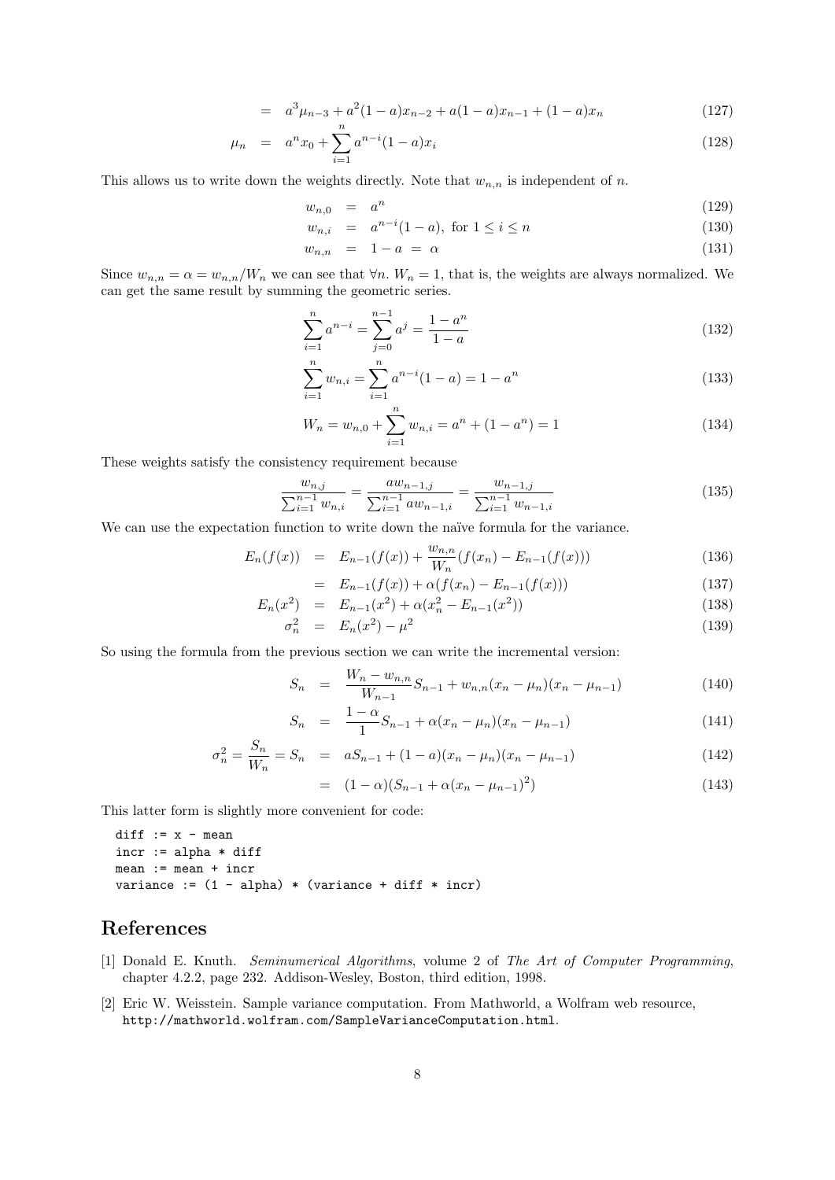$$= a^3\mu_{n-3} + a^2(1-a)x_{n-2} + a(1-a)x_{n-1} + (1-a)x_n \tag{127}$$

$$\mu_n = a^n x_0 + \sum_{i=1}^{n} a^{n-i}(1-a)x_i \tag{128}$$

This allows us to write down the weights directly. Note that $w_{n,n}$ is independent of $n$.

$$w_{n,0} = a^n \tag{129}$$

$$w_{n,i} = a^{n-i}(1-a), \text{ for } 1 \leq i \leq n \tag{130}$$

$$w_{n,n} = 1 - a = \alpha \tag{131}$$

Since $w_{n,n} = \alpha = w_{n,n}/W_n$ we can see that $\forall n.\ W_n = 1$, that is, the weights are always normalized. We can get the same result by summing the geometric series.

$$\sum_{i=1}^{n} a^{n-i} = \sum_{j=0}^{n-1} a^j = \frac{1-a^n}{1-a} \tag{132}$$

$$\sum_{i=1}^{n} w_{n,i} = \sum_{i=1}^{n} a^{n-i}(1-a) = 1 - a^n \tag{133}$$

$$W_n = w_{n,0} + \sum_{i=1}^{n} w_{n,i} = a^n + (1 - a^n) = 1 \tag{134}$$

These weights satisfy the consistency requirement because

$$\frac{w_{n,j}}{\sum_{i=1}^{n-1} w_{n,i}} = \frac{a w_{n-1,j}}{\sum_{i=1}^{n-1} a w_{n-1,i}} = \frac{w_{n-1,j}}{\sum_{i=1}^{n-1} w_{n-1,i}} \tag{135}$$

We can use the expectation function to write down the naïve formula for the variance.

$$E_n(f(x)) = E_{n-1}(f(x)) + \frac{w_{n,n}}{W_n}(f(x_n) - E_{n-1}(f(x))) \tag{136}$$

$$= E_{n-1}(f(x)) + \alpha(f(x_n) - E_{n-1}(f(x))) \tag{137}$$

$$E_n(x^2) = E_{n-1}(x^2) + \alpha(x_n^2 - E_{n-1}(x^2)) \tag{138}$$

$$\sigma_n^2 = E_n(x^2) - \mu^2 \tag{139}$$

So using the formula from the previous section we can write the incremental version:

$$S_n = \frac{W_n - w_{n,n}}{W_{n-1}} S_{n-1} + w_{n,n}(x_n - \mu_n)(x_n - \mu_{n-1}) \tag{140}$$

$$S_n = \frac{1-\alpha}{1} S_{n-1} + \alpha(x_n - \mu_n)(x_n - \mu_{n-1}) \tag{141}$$

$$\sigma_n^2 = \frac{S_n}{W_n} = S_n = a S_{n-1} + (1-a)(x_n - \mu_n)(x_n - \mu_{n-1}) \tag{142}$$

$$= (1-\alpha)(S_{n-1} + \alpha(x_n - \mu_{n-1})^2) \tag{143}$$

This latter form is slightly more convenient for code:

```
diff := x - mean
incr := alpha * diff
mean := mean + incr
variance := (1 - alpha) * (variance + diff * incr)
```

# References

[1] Donald E. Knuth. *Seminumerical Algorithms*, volume 2 of *The Art of Computer Programming*, chapter 4.2.2, page 232. Addison-Wesley, Boston, third edition, 1998.

[2] Eric W. Weisstein. Sample variance computation. From Mathworld, a Wolfram web resource, http://mathworld.wolfram.com/SampleVarianceComputation.html.